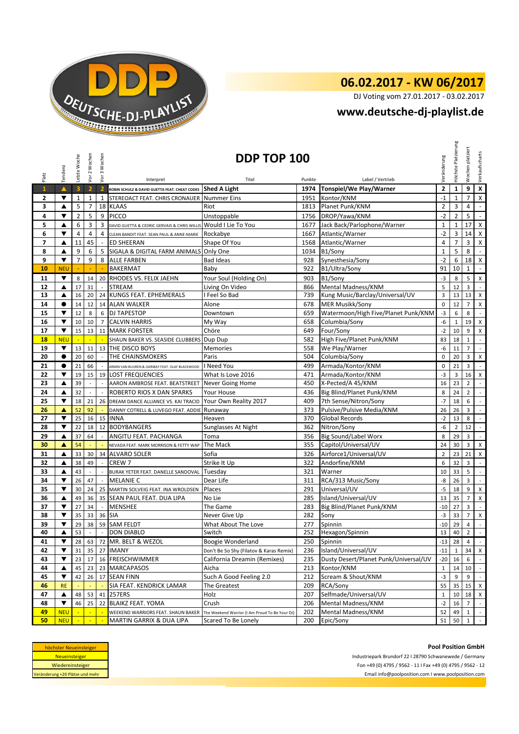# 06.02.2017 - KW 06/2017

DJ Voting vom 27.01.2017 - 03.02.2017

**www.deutsche-dj-playlist.de**

## DDP TOP 100

| Platz | Tendenz | Letzte Woche | Vor 2 Wochen | Vor 3 Wochen | Interpret | Titel | Punkte | Label / Vertrieb | Veränderung | Höchste Platzierung | Wochen platziert | Verkaufscharts |
|---|---|---|---|---|---|---|---|---|---|---|---|---|
| 1 | ▲ | 3 | 2 | 2 | ROBIN SCHULZ & DAVID GUETTA FEAT. CHEAT CODES | Shed A Light | 1974 | Tonspiel/We Play/Warner | 2 | 1 | 9 | X |
| 2 | ▼ | 1 | 1 | 1 | STEREOACT FEAT. CHRIS CRONAUER | Nummer Eins | 1951 | Kontor/KNM | -1 | 1 | 7 | X |
| 3 | ▲ | 5 | 7 | 18 | KLAAS | Riot | 1813 | Planet Punk/KNM | 2 | 3 | 4 | - |
| 4 | ▼ | 2 | 5 | 9 | PICCO | Unstoppable | 1756 | DROP/Yawa/KNM | -2 | 2 | 5 | - |
| 5 | ▲ | 6 | 3 | 3 | DAVID GUETTA & CEDRIC GERVAIS & CHRIS WILLIS | Would I Lie To You | 1677 | Jack Back/Parlophone/Warner | 1 | 1 | 17 | X |
| 6 | ▼ | 4 | 4 | 4 | CLEAN BANDIT FEAT. SEAN PAUL & ANNE-MARIE | Rockabye | 1667 | Atlantic/Warner | -2 | 3 | 14 | X |
| 7 | ▲ | 11 | 45 | - | ED SHEERAN | Shape Of You | 1568 | Atlantic/Warner | 4 | 7 | 3 | X |
| 8 | ▲ | 9 | 6 | 5 | SIGALA & DIGITAL FARM ANIMALS | Only One | 1034 | B1/Sony | 1 | 5 | 8 | - |
| 9 | ▼ | 7 | 9 | 8 | ALLE FARBEN | Bad Ideas | 928 | Synesthesia/Sony | -2 | 6 | 18 | X |
| 10 | NEU | - | - | - | BAKERMAT | Baby | 922 | B1/Ultra/Sony | 91 | 10 | 1 | - |
| 11 | ▼ | 8 | 14 | 20 | RHODES VS. FELIX JAEHN | Your Soul (Holding On) | 903 | B1/Sony | -3 | 8 | 5 | X |
| 12 | ▲ | 17 | 31 | - | STREAM | Living On Video | 866 | Mental Madness/KNM | 5 | 12 | 3 | - |
| 13 | ▲ | 16 | 20 | 24 | KUNGS FEAT. EPHEMERALS | I Feel So Bad | 739 | Kung Music/Barclay/Universal/UV | 3 | 13 | 13 | X |
| 14 | ● | 14 | 12 | 14 | ALAN WALKER | Alone | 678 | MER Musikk/Sony | 0 | 12 | 7 | X |
| 15 | ▼ | 12 | 8 | 6 | DJ TAPESTOP | Downtown | 659 | Watermoon/High Five/Planet Punk/KNM | -3 | 6 | 8 | - |
| 16 | ▼ | 10 | 10 | 7 | CALVIN HARRIS | My Way | 658 | Columbia/Sony | -6 | 1 | 19 | X |
| 17 | ▼ | 15 | 13 | 11 | MARK FORSTER | Chöre | 649 | Four/Sony | -2 | 10 | 9 | X |
| 18 | NEU | - | - | - | SHAUN BAKER VS. SEASIDE CLUBBERS | Dup Dup | 582 | High Five/Planet Punk/KNM | 83 | 18 | 1 | - |
| 19 | ▼ | 13 | 11 | 13 | THE DISCO BOYS | Memories | 558 | We Play/Warner | -6 | 11 | 7 | - |
| 20 | ● | 20 | 60 | - | THE CHAINSMOKERS | Paris | 504 | Columbia/Sony | 0 | 20 | 3 | X |
| 21 | ● | 21 | 66 | - | ARMIN VAN BUUREN & GARIBAY FEAT. OLAF BLACKWOOD | I Need You | 499 | Armada/Kontor/KNM | 0 | 21 | 3 | - |
| 22 | ▼ | 19 | 15 | 19 | LOST FREQUENCIES | What Is Love 2016 | 471 | Armada/Kontor/KNM | -3 | 3 | 16 | X |
| 23 | ▲ | 39 | - | - | AARON AMBROSE FEAT. BEATSTREET | Never Going Home | 450 | X-Pected/A 45/KNM | 16 | 23 | 2 | - |
| 24 | ▲ | 32 | - | - | ROBERTO RIOS X DAN SPARKS | Your House | 436 | Big Blind/Planet Punk/KNM | 8 | 24 | 2 | - |
| 25 | ▼ | 18 | 21 | 26 | DREAM DANCE ALLIANCE VS. KAI TRACID | Your Own Reality 2017 | 409 | 7th Sense/Nitron/Sony | -7 | 18 | 6 | - |
| 26 | ▲ | 52 | 92 | - | DANNY COTRELL & LUVEGO FEAT. ADDIE | Runaway | 373 | Pulsive/Pulsive Media/KNM | 26 | 26 | 3 | - |
| 27 | ▼ | 25 | 16 | 15 | INNA | Heaven | 370 | Global Records | -2 | 13 | 8 | - |
| 28 | ▼ | 22 | 18 | 12 | BODYBANGERS | Sunglasses At Night | 362 | Nitron/Sony | -6 | 2 | 12 | - |
| 29 | ▲ | 37 | 64 | - | ANGITU FEAT. PACHANGA | Toma | 356 | Big Sound/Label Worx | 8 | 29 | 3 | - |
| 30 | ▲ | 54 | - | - | NEVADA FEAT. MARK MORRISON & FETTY WAP | The Mack | 355 | Capitol/Universal/UV | 24 | 30 | 3 | X |
| 31 | ▲ | 33 | 30 | 34 | ALVARO SOLER | Sofia | 326 | Airforce1/Universal/UV | 2 | 23 | 21 | X |
| 32 | ▲ | 38 | 49 | - | CREW 7 | Strike It Up | 322 | Andorfine/KNM | 6 | 32 | 3 | - |
| 33 | ▲ | 43 | - | - | BURAK YETER FEAT. DANELLE SANDOVAL | Tuesday | 321 | Warner | 10 | 33 | 5 | - |
| 34 | ▼ | 26 | 47 | - | MELANIE C | Dear Life | 311 | RCA/313 Music/Sony | -8 | 26 | 3 | - |
| 35 | ▼ | 30 | 24 | 25 | MARTIN SOLVEIG FEAT. INA WROLDSEN | Places | 291 | Universal/UV | -5 | 18 | 9 | X |
| 36 | ▲ | 49 | 36 | 35 | SEAN PAUL FEAT. DUA LIPA | No Lie | 285 | Island/Universal/UV | 13 | 35 | 7 | X |
| 37 | ▼ | 27 | 34 | - | MENSHEE | The Game | 283 | Big Blind/Planet Punk/KNM | -10 | 27 | 3 | - |
| 38 | ▼ | 35 | 33 | 36 | SIA | Never Give Up | 282 | Sony | -3 | 33 | 7 | X |
| 39 | ▼ | 29 | 38 | 59 | SAM FELDT | What About The Love | 277 | Spinnin | -10 | 29 | 4 | - |
| 40 | ▲ | 53 | - | - | DON DIABLO | Switch | 252 | Hexagon/Spinnin | 13 | 40 | 2 | - |
| 41 | ▼ | 28 | 63 | 72 | MR. BELT & WEZOL | Boogie Wonderland | 250 | Spinnin | -13 | 28 | 4 | - |
| 42 | ▼ | 31 | 35 | 27 | IMANY | Don't Be So Shy (Filatov & Karas Remix) | 236 | Island/Universal/UV | -11 | 1 | 34 | X |
| 43 | ▼ | 23 | 17 | 16 | FREISCHWIMMER | California Dreamin (Remixes) | 235 | Dusty Desert/Planet Punk/Universal/UV | -20 | 16 | 6 | - |
| 44 | ▲ | 45 | 23 | 23 | MARCAPASOS | Aicha | 213 | Kontor/KNM | 1 | 14 | 10 | - |
| 45 | ▼ | 42 | 26 | 17 | SEAN FINN | Such A Good Feeling 2.0 | 212 | Scream & Shout/KNM | -3 | 9 | 9 | - |
| 46 | RE | - | - | - | SIA FEAT. KENDRICK LAMAR | The Greatest | 209 | RCA/Sony | 55 | 35 | 15 | X |
| 47 | ▲ | 48 | 53 | 41 | 257ERS | Holz | 207 | Selfmade/Universal/UV | 1 | 10 | 18 | X |
| 48 | ▼ | 46 | 25 | 22 | BLAIKZ FEAT. YOMA | Crush | 206 | Mental Madness/KNM | -2 | 16 | 7 | - |
| 49 | NEU | - | - | - | WEEKEND WARRIORS FEAT. SHAUN BAKER | The Weekend Warrior (I Am Proud To Be Your DJ) | 202 | Mental Madness/KNM | 52 | 49 | 1 | - |
| 50 | NEU | - | - | - | MARTIN GARRIX & DUA LIPA | Scared To Be Lonely | 200 | Epic/Sony | 51 | 50 | 1 | - |

| Legende |
|---|
| höchster Neueinsteiger |
| Neueinsteiger |
| Wiedereinsteiger |
| Veränderung +20 Plätze und mehr |

**Pool Position GmbH**

Industriepark Brundorf 22 I 28790 Schwanewede / Germany

Fon +49 (0) 4795 / 9562 - 11 I Fax +49 (0) 4795 / 9562 - 12

Email info@poolposition.com I www.poolposition.com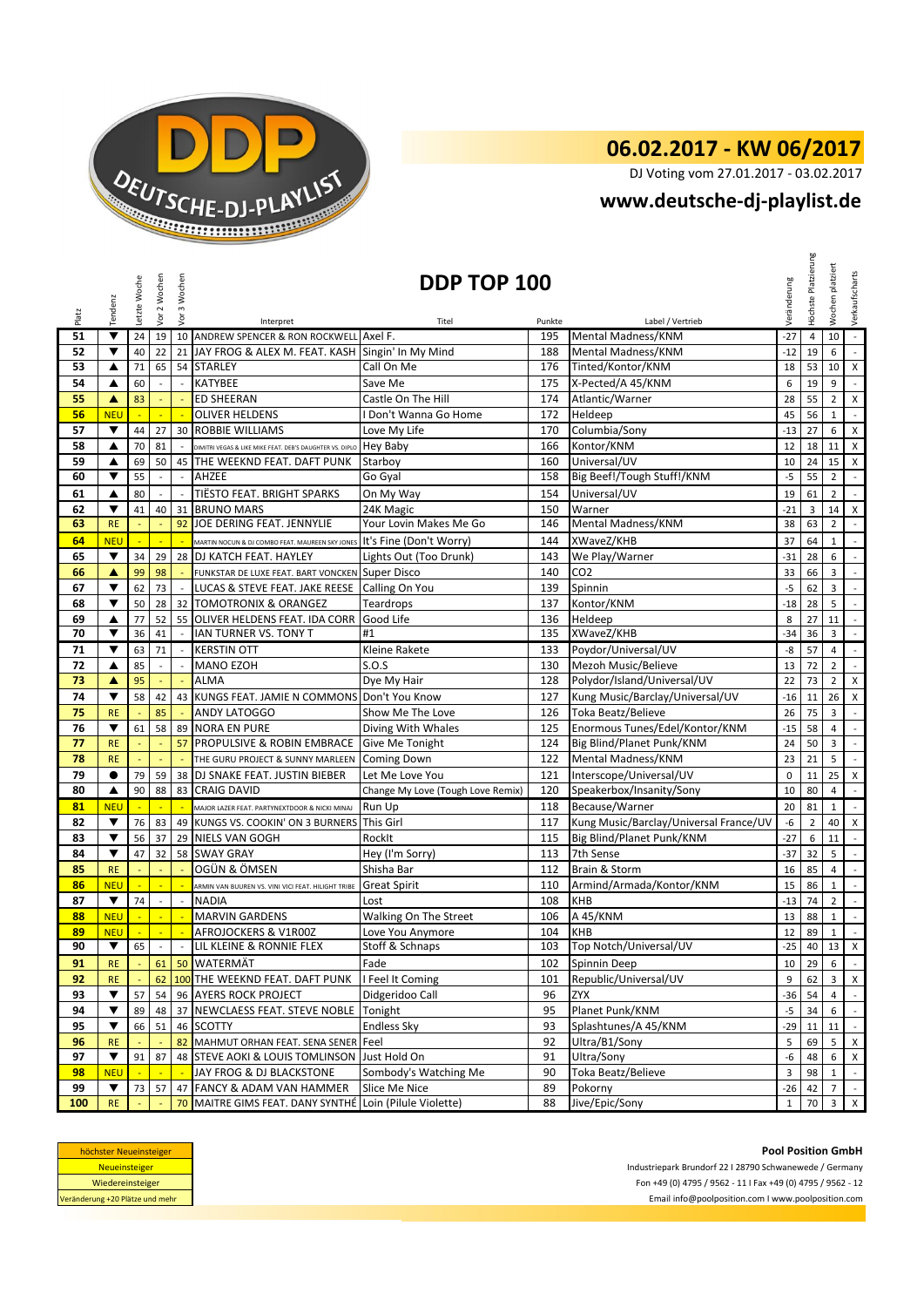# DDP TOP 100

**06.02.2017 - KW 06/2017**

DJ Voting vom 27.01.2017 - 03.02.2017

**www.deutsche-dj-playlist.de**

| Platz | Tendenz | Letzte Woche | Vor 2 Wochen | Vor 3 Wochen | Interpret | Titel | Punkte | Label / Vertrieb | Veränderung | Höchste Platzierung | Wochen platziert | Verkaufscharts |
|---|---|---|---|---|---|---|---|---|---|---|---|---|
| 51 | ▼ | 24 | 19 | 10 | ANDREW SPENCER & RON ROCKWELL | Axel F. | 195 | Mental Madness/KNM | -27 | 4 | 10 | - |
| 52 | ▼ | 40 | 22 | 21 | JAY FROG & ALEX M. FEAT. KASH | Singin' In My Mind | 188 | Mental Madness/KNM | -12 | 19 | 6 | - |
| 53 | ▲ | 71 | 65 | 54 | STARLEY | Call On Me | 176 | Tinted/Kontor/KNM | 18 | 53 | 10 | X |
| 54 | ▲ | 60 | - | - | KATYBEE | Save Me | 175 | X-Pected/A 45/KNM | 6 | 19 | 9 | - |
| 55 | ▲ | 83 | - | - | ED SHEERAN | Castle On The Hill | 174 | Atlantic/Warner | 28 | 55 | 2 | X |
| 56 | NEU | - | - | - | OLIVER HELDENS | I Don't Wanna Go Home | 172 | Heldeep | 45 | 56 | 1 | - |
| 57 | ▼ | 44 | 27 | 30 | ROBBIE WILLIAMS | Love My Life | 170 | Columbia/Sony | -13 | 27 | 6 | X |
| 58 | ▲ | 70 | 81 | - | DIMITRI VEGAS & LIKE MIKE FEAT. DEB'S DAUGHTER VS. DIPLO | Hey Baby | 166 | Kontor/KNM | 12 | 18 | 11 | X |
| 59 | ▲ | 69 | 50 | 45 | THE WEEKND FEAT. DAFT PUNK | Starboy | 160 | Universal/UV | 10 | 24 | 15 | X |
| 60 | ▼ | 55 | - | - | AHZEE | Go Gyal | 158 | Big Beef!/Tough Stuff!/KNM | -5 | 55 | 2 | - |
| 61 | ▲ | 80 | - | - | TIËSTO FEAT. BRIGHT SPARKS | On My Way | 154 | Universal/UV | 19 | 61 | 2 | - |
| 62 | ▼ | 41 | 40 | 31 | BRUNO MARS | 24K Magic | 150 | Warner | -21 | 3 | 14 | X |
| 63 | RE | - | - | 92 | JOE DERING FEAT. JENNYLIE | Your Lovin Makes Me Go | 146 | Mental Madness/KNM | 38 | 63 | 2 | - |
| 64 | NEU | - | - | - | MARTIN NOCUN & DJ COMBO FEAT. MAUREEN SKY JONES | It's Fine (Don't Worry) | 144 | XWaveZ/KHB | 37 | 64 | 1 | - |
| 65 | ▼ | 34 | 29 | 28 | DJ KATCH FEAT. HAYLEY | Lights Out (Too Drunk) | 143 | We Play/Warner | -31 | 28 | 6 | - |
| 66 | ▲ | 99 | 98 | - | FUNKSTAR DE LUXE FEAT. BART VONCKEN | Super Disco | 140 | CO2 | 33 | 66 | 3 | - |
| 67 | ▼ | 62 | 73 | - | LUCAS & STEVE FEAT. JAKE REESE | Calling On You | 139 | Spinnin | -5 | 62 | 3 | - |
| 68 | ▼ | 50 | 28 | 32 | TOMOTRONIX & ORANGEZ | Teardrops | 137 | Kontor/KNM | -18 | 28 | 5 | - |
| 69 | ▲ | 77 | 52 | 55 | OLIVER HELDENS FEAT. IDA CORR | Good Life | 136 | Heldeep | 8 | 27 | 11 | - |
| 70 | ▼ | 36 | 41 | - | IAN TURNER VS. TONY T | #1 | 135 | XWaveZ/KHB | -34 | 36 | 3 | - |
| 71 | ▼ | 63 | 71 | - | KERSTIN OTT | Kleine Rakete | 133 | Poydor/Universal/UV | -8 | 57 | 4 | - |
| 72 | ▲ | 85 | - | - | MANO EZOH | S.O.S | 130 | Mezoh Music/Believe | 13 | 72 | 2 | - |
| 73 | ▲ | 95 | - | - | ALMA | Dye My Hair | 128 | Polydor/Island/Universal/UV | 22 | 73 | 2 | X |
| 74 | ▼ | 58 | 42 | 43 | KUNGS FEAT. JAMIE N COMMONS | Don't You Know | 127 | Kung Music/Barclay/Universal/UV | -16 | 11 | 26 | X |
| 75 | RE | - | 85 | - | ANDY LATOGGO | Show Me The Love | 126 | Toka Beatz/Believe | 26 | 75 | 3 | - |
| 76 | ▼ | 61 | 58 | 89 | NORA EN PURE | Diving With Whales | 125 | Enormous Tunes/Edel/Kontor/KNM | -15 | 58 | 4 | - |
| 77 | RE | - | - | 57 | PROPULSIVE & ROBIN EMBRACE | Give Me Tonight | 124 | Big Blind/Planet Punk/KNM | 24 | 50 | 3 | - |
| 78 | RE | - | - | - | THE GURU PROJECT & SUNNY MARLEEN | Coming Down | 122 | Mental Madness/KNM | 23 | 21 | 5 | - |
| 79 | ● | 79 | 59 | 38 | DJ SNAKE FEAT. JUSTIN BIEBER | Let Me Love You | 121 | Interscope/Universal/UV | 0 | 11 | 25 | X |
| 80 | ▲ | 90 | 88 | 83 | CRAIG DAVID | Change My Love (Tough Love Remix) | 120 | Speakerbox/Insanity/Sony | 10 | 80 | 4 | - |
| 81 | NEU | - | - | - | MAJOR LAZER FEAT. PARTYNEXTDOOR & NICKI MINAJ | Run Up | 118 | Because/Warner | 20 | 81 | 1 | - |
| 82 | ▼ | 76 | 83 | 49 | KUNGS VS. COOKIN' ON 3 BURNERS | This Girl | 117 | Kung Music/Barclay/Universal France/UV | -6 | 2 | 40 | X |
| 83 | ▼ | 56 | 37 | 29 | NIELS VAN GOGH | RockIt | 115 | Big Blind/Planet Punk/KNM | -27 | 6 | 11 | - |
| 84 | ▼ | 47 | 32 | 58 | SWAY GRAY | Hey (I'm Sorry) | 113 | 7th Sense | -37 | 32 | 5 | - |
| 85 | RE | - | - | - | OGÜN & ÖMSEN | Shisha Bar | 112 | Brain & Storm | 16 | 85 | 4 | - |
| 86 | NEU | - | - | - | ARMIN VAN BUUREN VS. VINI VICI FEAT. HILIGHT TRIBE | Great Spirit | 110 | Armind/Armada/Kontor/KNM | 15 | 86 | 1 | - |
| 87 | ▼ | 74 | - | - | NADIA | Lost | 108 | KHB | -13 | 74 | 2 | - |
| 88 | NEU | - | - | - | MARVIN GARDENS | Walking On The Street | 106 | A 45/KNM | 13 | 88 | 1 | - |
| 89 | NEU | - | - | - | AFROJOCKERS & V1R00Z | Love You Anymore | 104 | KHB | 12 | 89 | 1 | - |
| 90 | ▼ | 65 | - | - | LIL KLEINE & RONNIE FLEX | Stoff & Schnaps | 103 | Top Notch/Universal/UV | -25 | 40 | 13 | X |
| 91 | RE | - | 61 | 50 | WATERMÄT | Fade | 102 | Spinnin Deep | 10 | 29 | 6 | - |
| 92 | RE | - | 62 | 100 | THE WEEKND FEAT. DAFT PUNK | I Feel It Coming | 101 | Republic/Universal/UV | 9 | 62 | 3 | X |
| 93 | ▼ | 57 | 54 | 96 | AYERS ROCK PROJECT | Didgeridoo Call | 96 | ZYX | -36 | 54 | 4 | - |
| 94 | ▼ | 89 | 48 | 37 | NEWCLAESS FEAT. STEVE NOBLE | Tonight | 95 | Planet Punk/KNM | -5 | 34 | 6 | - |
| 95 | ▼ | 66 | 51 | 46 | SCOTTY | Endless Sky | 93 | Splashtunes/A 45/KNM | -29 | 11 | 11 | - |
| 96 | RE | - | - | 82 | MAHMUT ORHAN FEAT. SENA SENER | Feel | 92 | Ultra/B1/Sony | 5 | 69 | 5 | X |
| 97 | ▼ | 91 | 87 | 48 | STEVE AOKI & LOUIS TOMLINSON | Just Hold On | 91 | Ultra/Sony | -6 | 48 | 6 | X |
| 98 | NEU | - | - | - | JAY FROG & DJ BLACKSTONE | Sombody's Watching Me | 90 | Toka Beatz/Believe | 3 | 98 | 1 | - |
| 99 | ▼ | 73 | 57 | 47 | FANCY & ADAM VAN HAMMER | Slice Me Nice | 89 | Pokorny | -26 | 42 | 7 | - |
| 100 | RE | - | - | 70 | MAITRE GIMS FEAT. DANY SYNTHÉ | Loin (Pilule Violette) | 88 | Jive/Epic/Sony | 1 | 70 | 3 | X |

höchster Neueinsteiger
Neueinsteiger
Wiedereinsteiger
Veränderung +20 Plätze und mehr

**Pool Position GmbH**
Industriepark Brundorf 22 I 28790 Schwanewede / Germany
Fon +49 (0) 4795 / 9562 - 11 I Fax +49 (0) 4795 / 9562 - 12
Email info@poolposition.com I www.poolposition.com